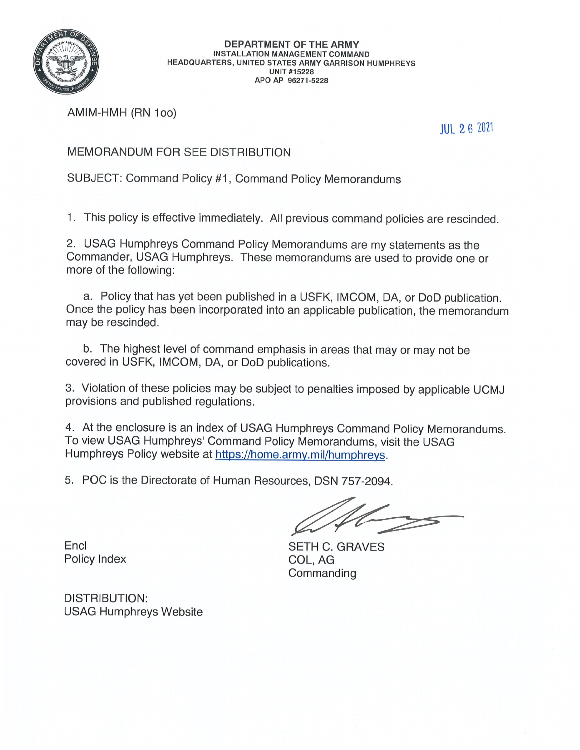**DEPARTMENT OF THE ARMY**
**INSTALLATION MANAGEMENT COMMAND**
**HEADQUARTERS, UNITED STATES ARMY GARRISON HUMPHREYS**
**UNIT #15228**
**APO AP 96271-5228**

AMIM-HMH (RN 1oo)

JUL 26 2021

MEMORANDUM FOR SEE DISTRIBUTION

SUBJECT: Command Policy #1, Command Policy Memorandums

1. This policy is effective immediately. All previous command policies are rescinded.

2. USAG Humphreys Command Policy Memorandums are my statements as the Commander, USAG Humphreys. These memorandums are used to provide one or more of the following:

   a. Policy that has yet been published in a USFK, IMCOM, DA, or DoD publication. Once the policy has been incorporated into an applicable publication, the memorandum may be rescinded.

   b. The highest level of command emphasis in areas that may or may not be covered in USFK, IMCOM, DA, or DoD publications.

3. Violation of these policies may be subject to penalties imposed by applicable UCMJ provisions and published regulations.

4. At the enclosure is an index of USAG Humphreys Command Policy Memorandums. To view USAG Humphreys' Command Policy Memorandums, visit the USAG Humphreys Policy website at https://home.army.mil/humphreys.

5. POC is the Directorate of Human Resources, DSN 757-2094.

SETH C. GRAVES
COL, AG
Commanding

Encl
Policy Index

DISTRIBUTION:
USAG Humphreys Website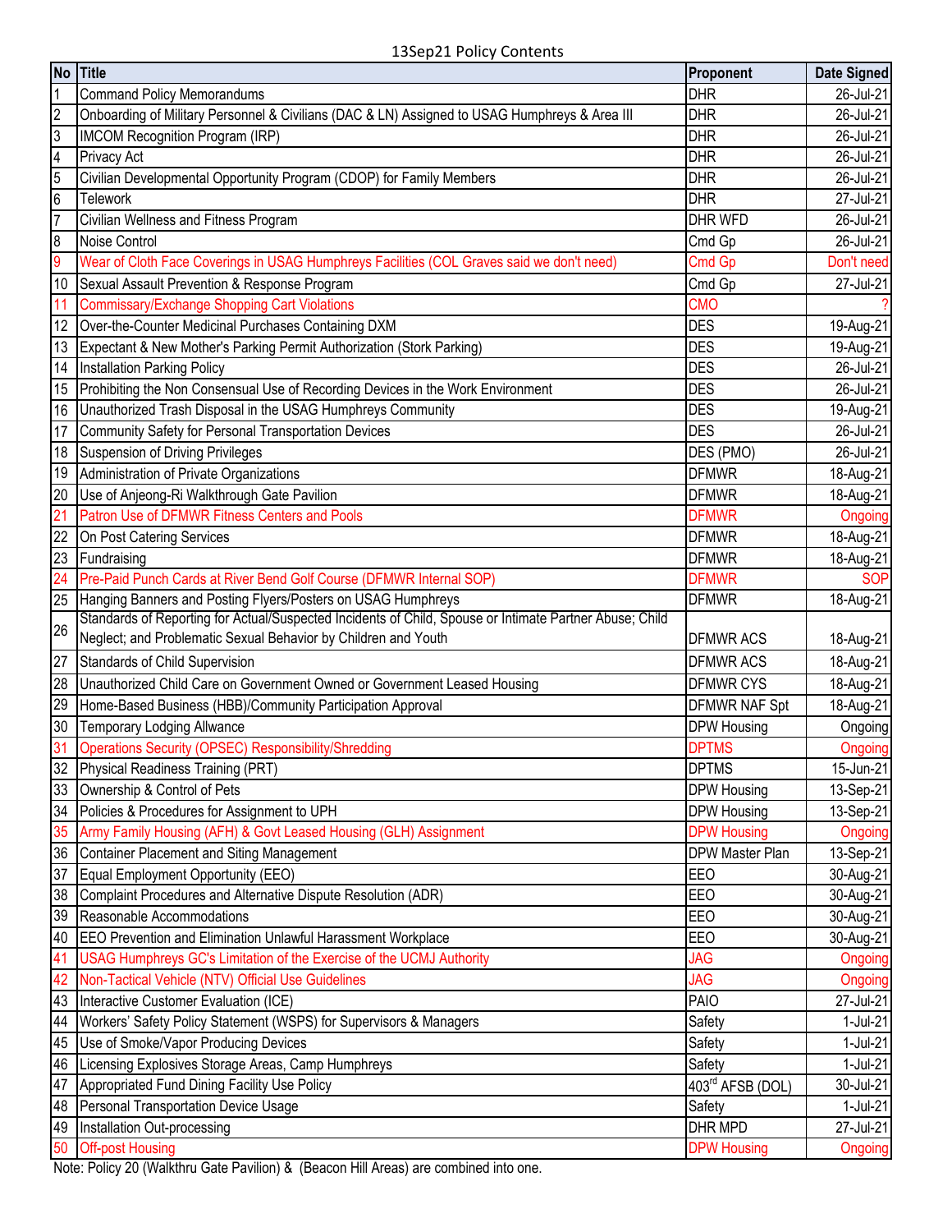13Sep21 Policy Contents

| No | Title | Proponent | Date Signed |
|---|---|---|---|
| 1 | Command Policy Memorandums | DHR | 26-Jul-21 |
| 2 | Onboarding of Military Personnel & Civilians (DAC & LN) Assigned to USAG Humphreys & Area III | DHR | 26-Jul-21 |
| 3 | IMCOM Recognition Program (IRP) | DHR | 26-Jul-21 |
| 4 | Privacy Act | DHR | 26-Jul-21 |
| 5 | Civilian Developmental Opportunity Program (CDOP) for Family Members | DHR | 26-Jul-21 |
| 6 | Telework | DHR | 27-Jul-21 |
| 7 | Civilian Wellness and Fitness Program | DHR WFD | 26-Jul-21 |
| 8 | Noise Control | Cmd Gp | 26-Jul-21 |
| 9 | Wear of Cloth Face Coverings in USAG Humphreys Facilities (COL Graves said we don't need) | Cmd Gp | Don't need |
| 10 | Sexual Assault Prevention & Response Program | Cmd Gp | 27-Jul-21 |
| 11 | Commissary/Exchange Shopping Cart Violations | CMO | ? |
| 12 | Over-the-Counter Medicinal Purchases Containing DXM | DES | 19-Aug-21 |
| 13 | Expectant & New Mother's Parking Permit Authorization (Stork Parking) | DES | 19-Aug-21 |
| 14 | Installation Parking Policy | DES | 26-Jul-21 |
| 15 | Prohibiting the Non Consensual Use of Recording Devices in the Work Environment | DES | 26-Jul-21 |
| 16 | Unauthorized Trash Disposal in the USAG Humphreys Community | DES | 19-Aug-21 |
| 17 | Community Safety for Personal Transportation Devices | DES | 26-Jul-21 |
| 18 | Suspension of Driving Privileges | DES (PMO) | 26-Jul-21 |
| 19 | Administration of Private Organizations | DFMWR | 18-Aug-21 |
| 20 | Use of Anjeong-Ri Walkthrough Gate Pavilion | DFMWR | 18-Aug-21 |
| 21 | Patron Use of DFMWR Fitness Centers and Pools | DFMWR | Ongoing |
| 22 | On Post Catering Services | DFMWR | 18-Aug-21 |
| 23 | Fundraising | DFMWR | 18-Aug-21 |
| 24 | Pre-Paid Punch Cards at River Bend Golf Course (DFMWR Internal SOP) | DFMWR | SOP |
| 25 | Hanging Banners and Posting Flyers/Posters on USAG Humphreys | DFMWR | 18-Aug-21 |
| 26 | Standards of Reporting for Actual/Suspected Incidents of Child, Spouse or Intimate Partner Abuse; Child Neglect; and Problematic Sexual Behavior by Children and Youth | DFMWR ACS | 18-Aug-21 |
| 27 | Standards of Child Supervision | DFMWR ACS | 18-Aug-21 |
| 28 | Unauthorized Child Care on Government Owned or Government Leased Housing | DFMWR CYS | 18-Aug-21 |
| 29 | Home-Based Business (HBB)/Community Participation Approval | DFMWR NAF Spt | 18-Aug-21 |
| 30 | Temporary Lodging Allwance | DPW Housing | Ongoing |
| 31 | Operations Security (OPSEC) Responsibility/Shredding | DPTMS | Ongoing |
| 32 | Physical Readiness Training (PRT) | DPTMS | 15-Jun-21 |
| 33 | Ownership & Control of Pets | DPW Housing | 13-Sep-21 |
| 34 | Policies & Procedures for Assignment to UPH | DPW Housing | 13-Sep-21 |
| 35 | Army Family Housing (AFH) & Govt Leased Housing (GLH) Assignment | DPW Housing | Ongoing |
| 36 | Container Placement and Siting Management | DPW Master Plan | 13-Sep-21 |
| 37 | Equal Employment Opportunity (EEO) | EEO | 30-Aug-21 |
| 38 | Complaint Procedures and Alternative Dispute Resolution (ADR) | EEO | 30-Aug-21 |
| 39 | Reasonable Accommodations | EEO | 30-Aug-21 |
| 40 | EEO Prevention and Elimination Unlawful Harassment Workplace | EEO | 30-Aug-21 |
| 41 | USAG Humphreys GC's Limitation of the Exercise of the UCMJ Authority | JAG | Ongoing |
| 42 | Non-Tactical Vehicle (NTV) Official Use Guidelines | JAG | Ongoing |
| 43 | Interactive Customer Evaluation (ICE) | PAIO | 27-Jul-21 |
| 44 | Workers' Safety Policy Statement (WSPS) for Supervisors & Managers | Safety | 1-Jul-21 |
| 45 | Use of Smoke/Vapor Producing Devices | Safety | 1-Jul-21 |
| 46 | Licensing Explosives Storage Areas, Camp Humphreys | Safety | 1-Jul-21 |
| 47 | Appropriated Fund Dining Facility Use Policy | 403rd AFSB (DOL) | 30-Jul-21 |
| 48 | Personal Transportation Device Usage | Safety | 1-Jul-21 |
| 49 | Installation Out-processing | DHR MPD | 27-Jul-21 |
| 50 | Off-post Housing | DPW Housing | Ongoing |

Note: Policy 20 (Walkthru Gate Pavilion) & (Beacon Hill Areas) are combined into one.